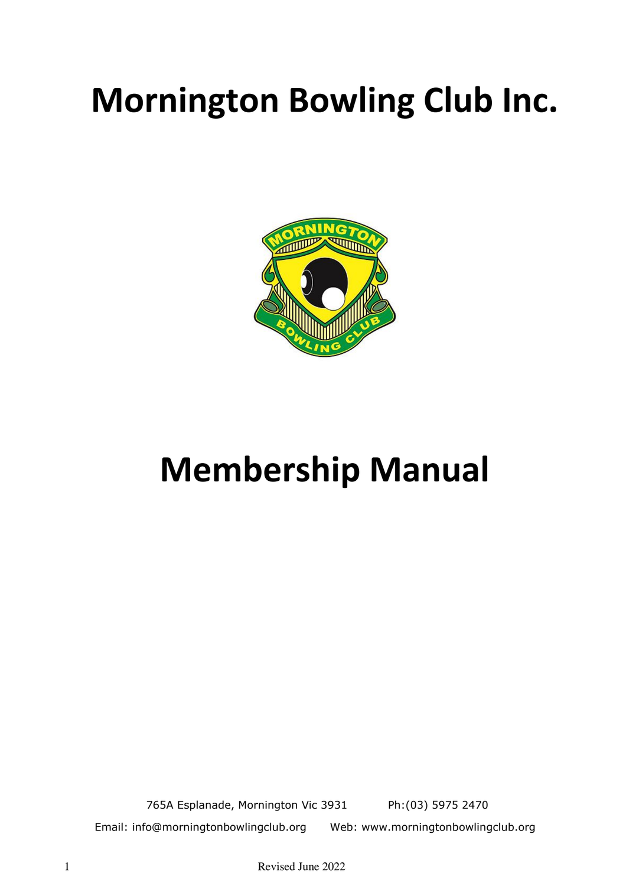# Mornington Bowling Club Inc.

# Membership Manual

765A Esplanade, Mornington Vic 3931 Ph:(03) 5975 2470

Email: info@morningtonbowlingclub.org Web: www.morningtonbowlingclub.org

Revised June 2022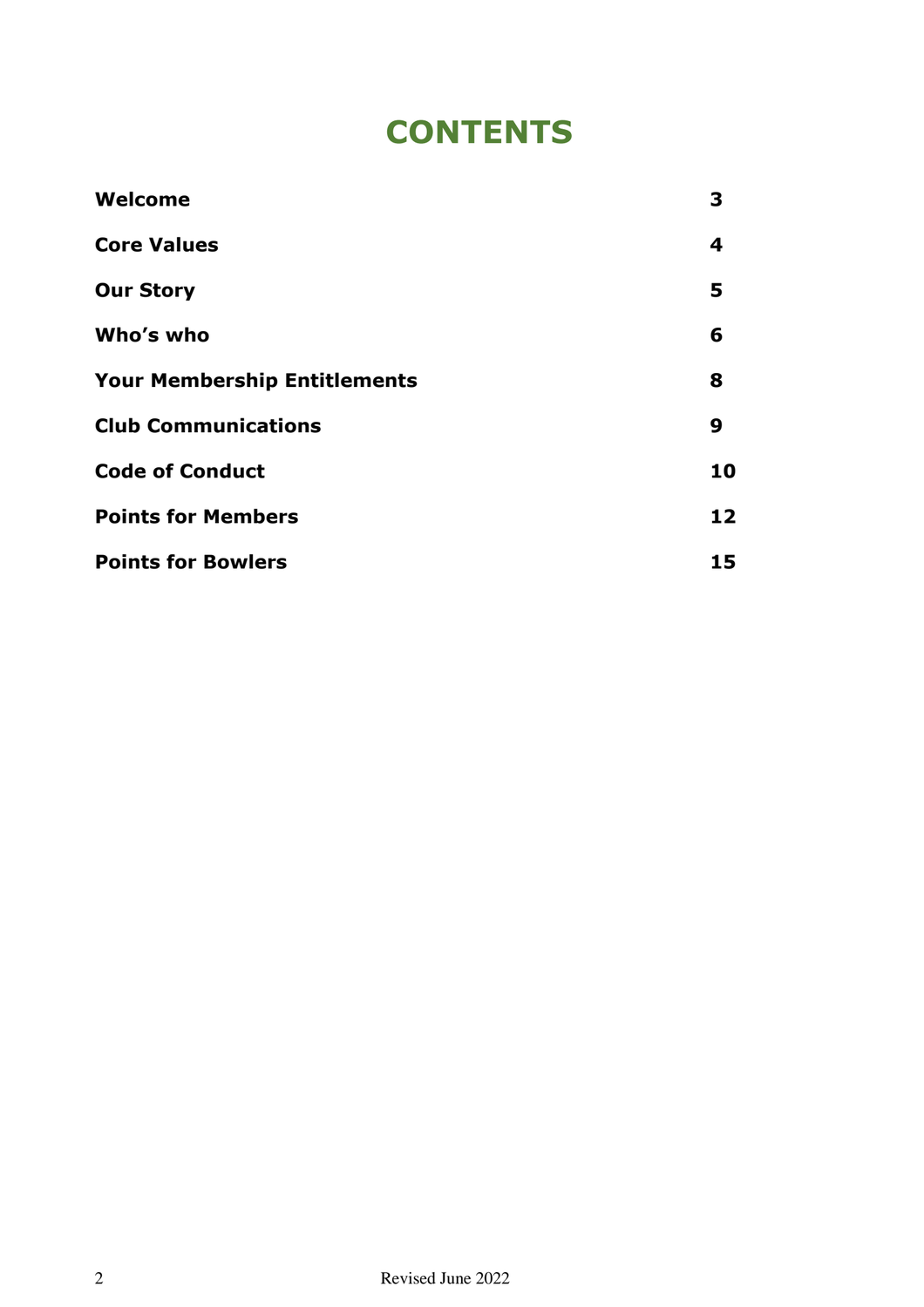# CONTENTS

| | |
|---|---|
| **Welcome** | **3** |
| **Core Values** | **4** |
| **Our Story** | **5** |
| **Who's who** | **6** |
| **Your Membership Entitlements** | **8** |
| **Club Communications** | **9** |
| **Code of Conduct** | **10** |
| **Points for Members** | **12** |
| **Points for Bowlers** | **15** |

Revised June 2022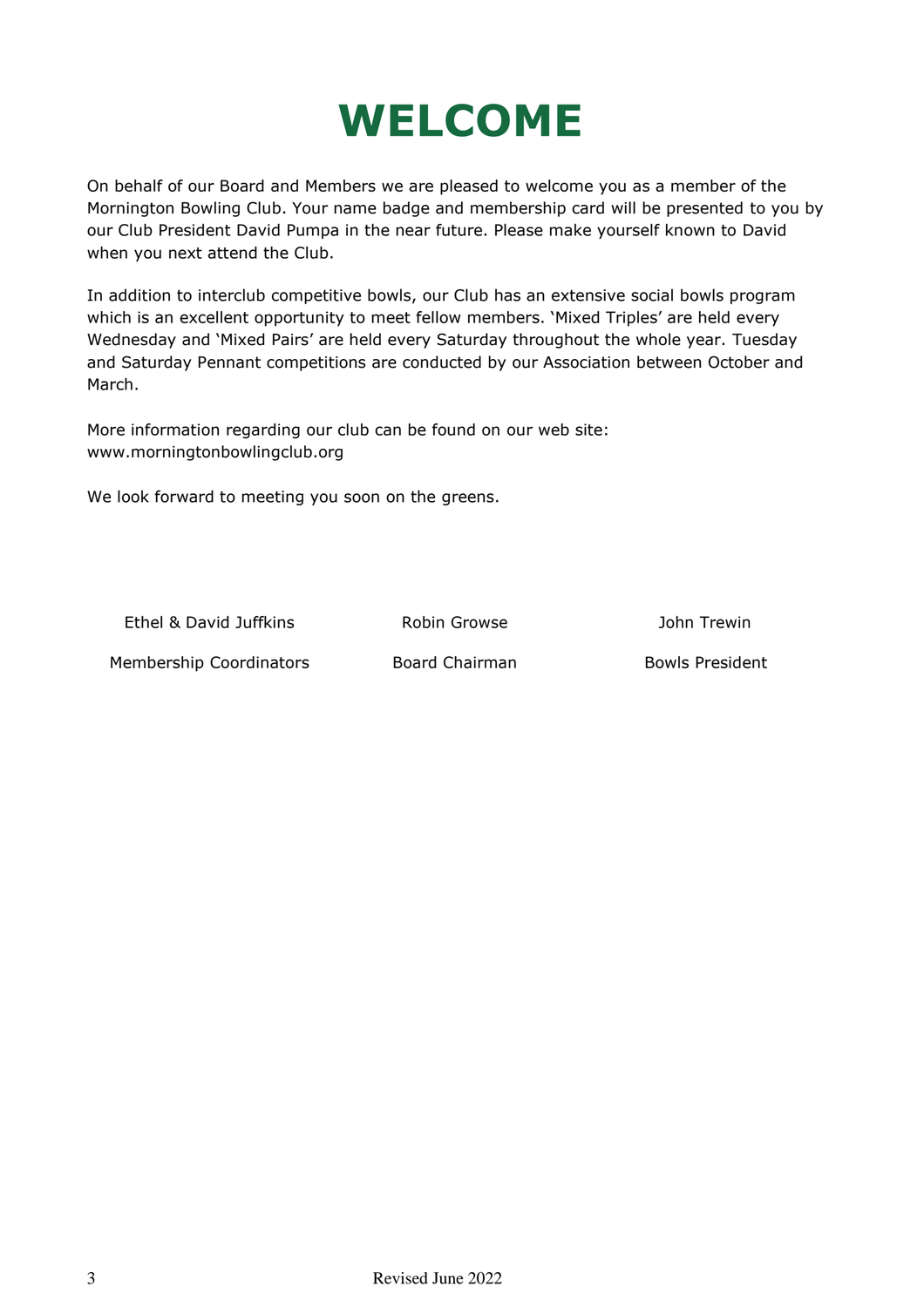# WELCOME

On behalf of our Board and Members we are pleased to welcome you as a member of the Mornington Bowling Club. Your name badge and membership card will be presented to you by our Club President David Pumpa in the near future. Please make yourself known to David when you next attend the Club.

In addition to interclub competitive bowls, our Club has an extensive social bowls program which is an excellent opportunity to meet fellow members. 'Mixed Triples' are held every Wednesday and 'Mixed Pairs' are held every Saturday throughout the whole year. Tuesday and Saturday Pennant competitions are conducted by our Association between October and March.

More information regarding our club can be found on our web site:
www.morningtonbowlingclub.org

We look forward to meeting you soon on the greens.

| Ethel & David Juffkins | Robin Growse | John Trewin |
|---|---|---|
| Membership Coordinators | Board Chairman | Bowls President |

Revised June 2022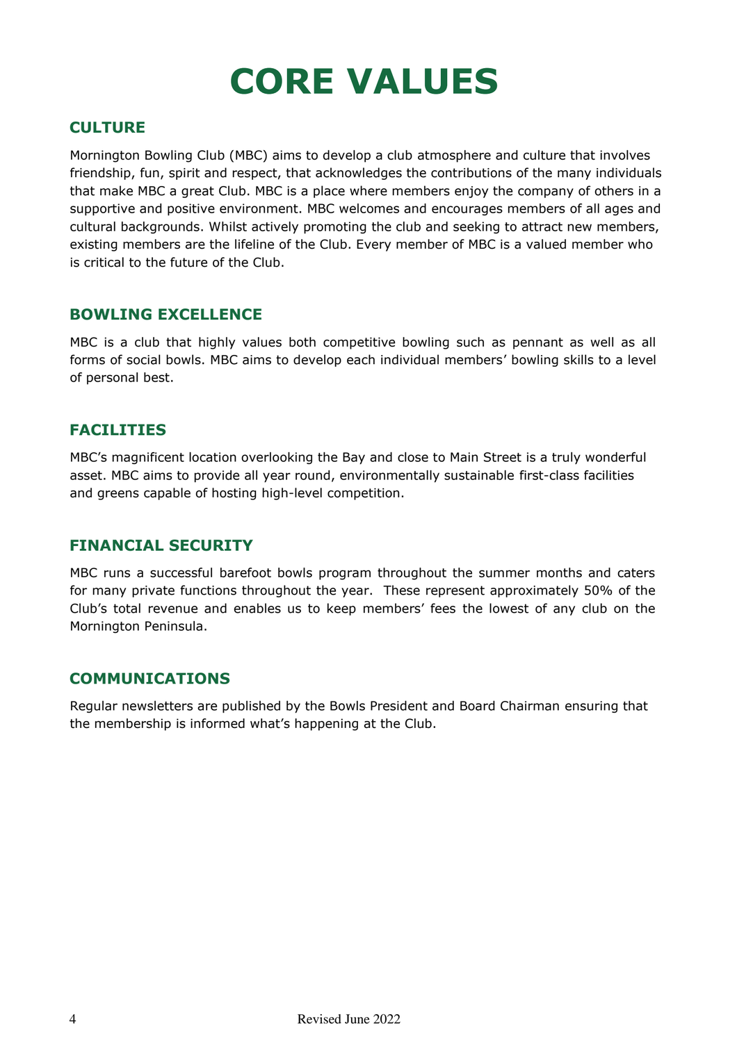# CORE VALUES

## CULTURE

Mornington Bowling Club (MBC) aims to develop a club atmosphere and culture that involves friendship, fun, spirit and respect, that acknowledges the contributions of the many individuals that make MBC a great Club. MBC is a place where members enjoy the company of others in a supportive and positive environment. MBC welcomes and encourages members of all ages and cultural backgrounds. Whilst actively promoting the club and seeking to attract new members, existing members are the lifeline of the Club. Every member of MBC is a valued member who is critical to the future of the Club.

## BOWLING EXCELLENCE

MBC is a club that highly values both competitive bowling such as pennant as well as all forms of social bowls. MBC aims to develop each individual members' bowling skills to a level of personal best.

## FACILITIES

MBC's magnificent location overlooking the Bay and close to Main Street is a truly wonderful asset. MBC aims to provide all year round, environmentally sustainable first-class facilities and greens capable of hosting high-level competition.

## FINANCIAL SECURITY

MBC runs a successful barefoot bowls program throughout the summer months and caters for many private functions throughout the year. These represent approximately 50% of the Club's total revenue and enables us to keep members' fees the lowest of any club on the Mornington Peninsula.

## COMMUNICATIONS

Regular newsletters are published by the Bowls President and Board Chairman ensuring that the membership is informed what's happening at the Club.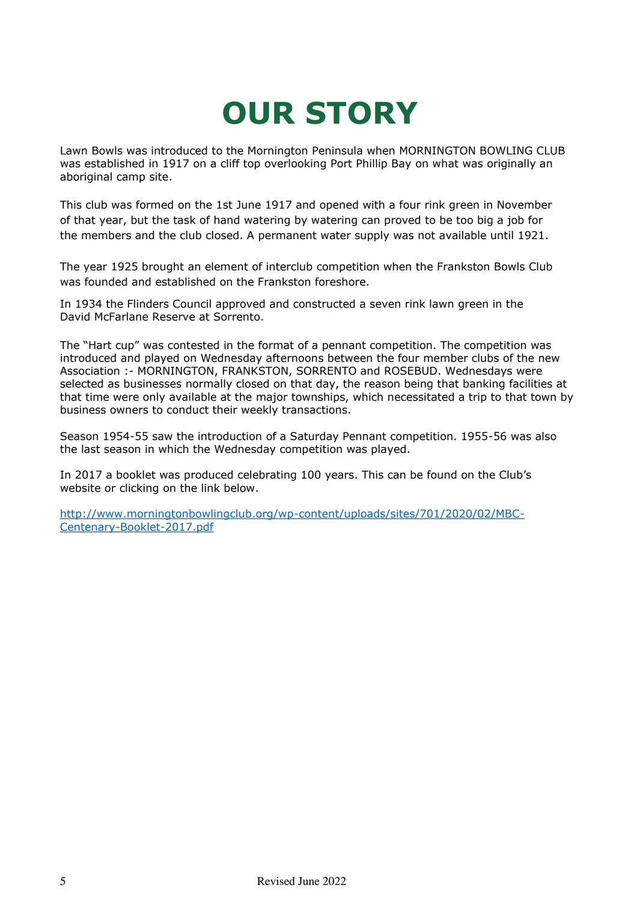# OUR STORY

Lawn Bowls was introduced to the Mornington Peninsula when MORNINGTON BOWLING CLUB was established in 1917 on a cliff top overlooking Port Phillip Bay on what was originally an aboriginal camp site.

This club was formed on the 1st June 1917 and opened with a four rink green in November of that year, but the task of hand watering by watering can proved to be too big a job for the members and the club closed. A permanent water supply was not available until 1921.

The year 1925 brought an element of interclub competition when the Frankston Bowls Club was founded and established on the Frankston foreshore.

In 1934 the Flinders Council approved and constructed a seven rink lawn green in the David McFarlane Reserve at Sorrento.

The "Hart cup" was contested in the format of a pennant competition. The competition was introduced and played on Wednesday afternoons between the four member clubs of the new Association :- MORNINGTON, FRANKSTON, SORRENTO and ROSEBUD. Wednesdays were selected as businesses normally closed on that day, the reason being that banking facilities at that time were only available at the major townships, which necessitated a trip to that town by business owners to conduct their weekly transactions.

Season 1954-55 saw the introduction of a Saturday Pennant competition. 1955-56 was also the last season in which the Wednesday competition was played.

In 2017 a booklet was produced celebrating 100 years. This can be found on the Club's website or clicking on the link below.

[http://www.morningtonbowlingclub.org/wp-content/uploads/sites/701/2020/02/MBC-Centenary-Booklet-2017.pdf](http://www.morningtonbowlingclub.org/wp-content/uploads/sites/701/2020/02/MBC-Centenary-Booklet-2017.pdf)

Revised June 2022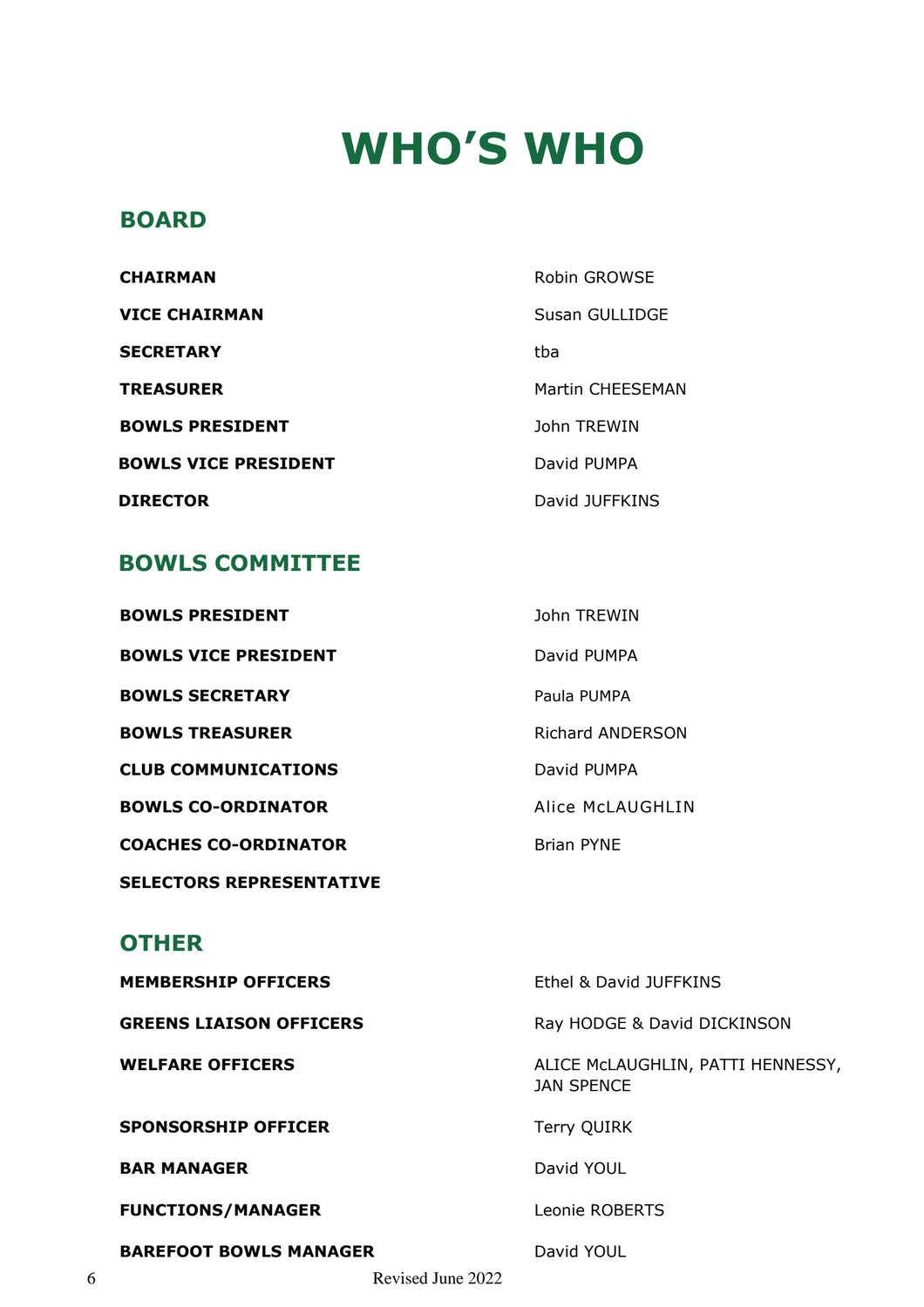# WHO'S WHO

## BOARD

| | |
|---|---|
| **CHAIRMAN** | Robin GROWSE |
| **VICE CHAIRMAN** | Susan GULLIDGE |
| **SECRETARY** | tba |
| **TREASURER** | Martin CHEESEMAN |
| **BOWLS PRESIDENT** | John TREWIN |
| **BOWLS VICE PRESIDENT** | David PUMPA |
| **DIRECTOR** | David JUFFKINS |

## BOWLS COMMITTEE

| | |
|---|---|
| **BOWLS PRESIDENT** | John TREWIN |
| **BOWLS VICE PRESIDENT** | David PUMPA |
| **BOWLS SECRETARY** | Paula PUMPA |
| **BOWLS TREASURER** | Richard ANDERSON |
| **CLUB COMMUNICATIONS** | David PUMPA |
| **BOWLS CO-ORDINATOR** | Alice McLAUGHLIN |
| **COACHES CO-ORDINATOR** | Brian PYNE |
| **SELECTORS REPRESENTATIVE** | |

## OTHER

| | |
|---|---|
| **MEMBERSHIP OFFICERS** | Ethel & David JUFFKINS |
| **GREENS LIAISON OFFICERS** | Ray HODGE & David DICKINSON |
| **WELFARE OFFICERS** | ALICE McLAUGHLIN, PATTI HENNESSY, JAN SPENCE |
| **SPONSORSHIP OFFICER** | Terry QUIRK |
| **BAR MANAGER** | David YOUL |
| **FUNCTIONS/MANAGER** | Leonie ROBERTS |
| **BAREFOOT BOWLS MANAGER** | David YOUL |

Revised June 2022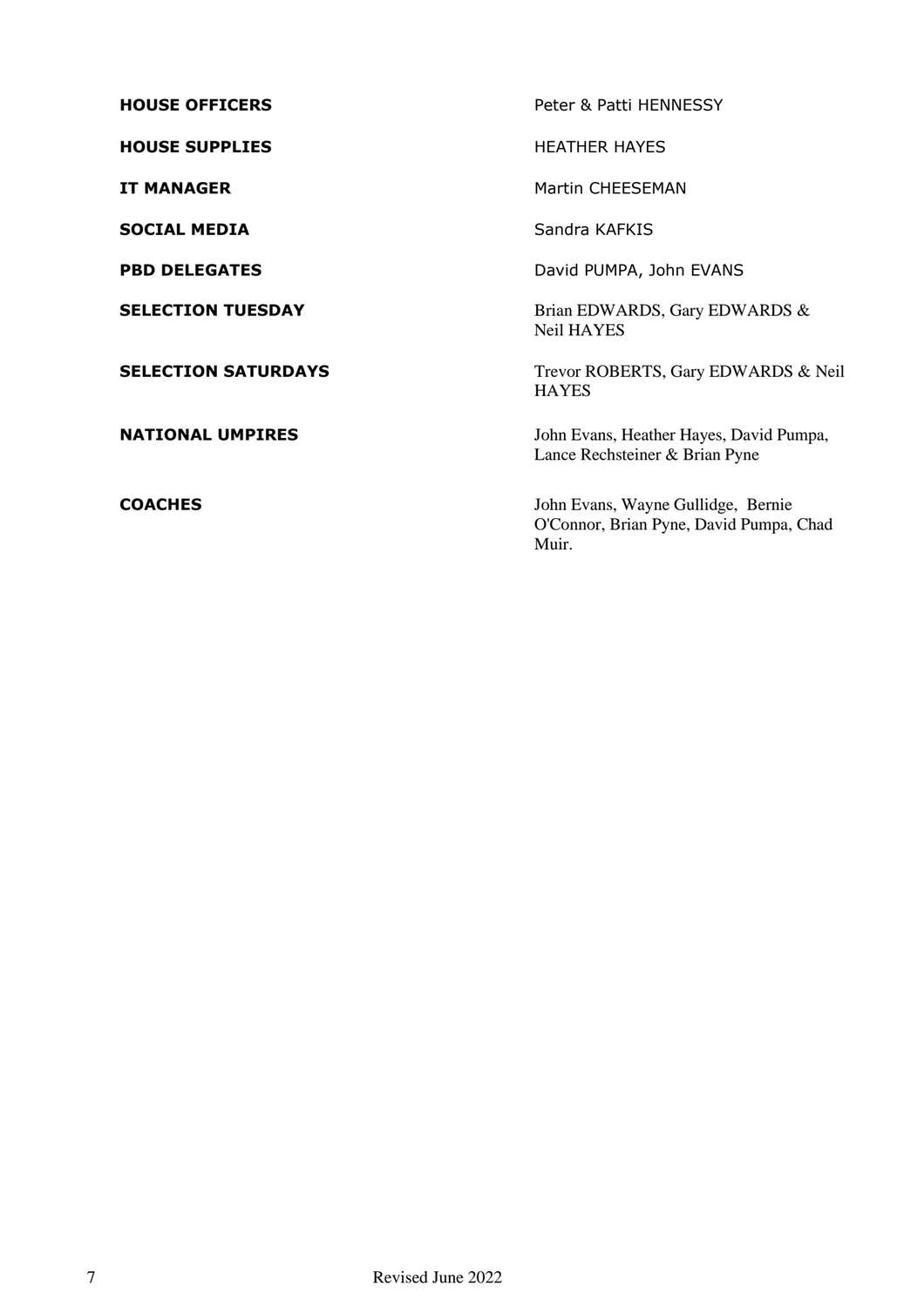| | |
|---|---|
| **HOUSE OFFICERS** | Peter & Patti HENNESSY |
| **HOUSE SUPPLIES** | HEATHER HAYES |
| **IT MANAGER** | Martin CHEESEMAN |
| **SOCIAL MEDIA** | Sandra KAFKIS |
| **PBD DELEGATES** | David PUMPA, John EVANS |
| **SELECTION TUESDAY** | Brian EDWARDS, Gary EDWARDS & Neil HAYES |
| **SELECTION SATURDAYS** | Trevor ROBERTS, Gary EDWARDS & Neil HAYES |
| **NATIONAL UMPIRES** | John Evans, Heather Hayes, David Pumpa, Lance Rechsteiner & Brian Pyne |
| **COACHES** | John Evans, Wayne Gullidge, Bernie O'Connor, Brian Pyne, David Pumpa, Chad Muir. |

Revised June 2022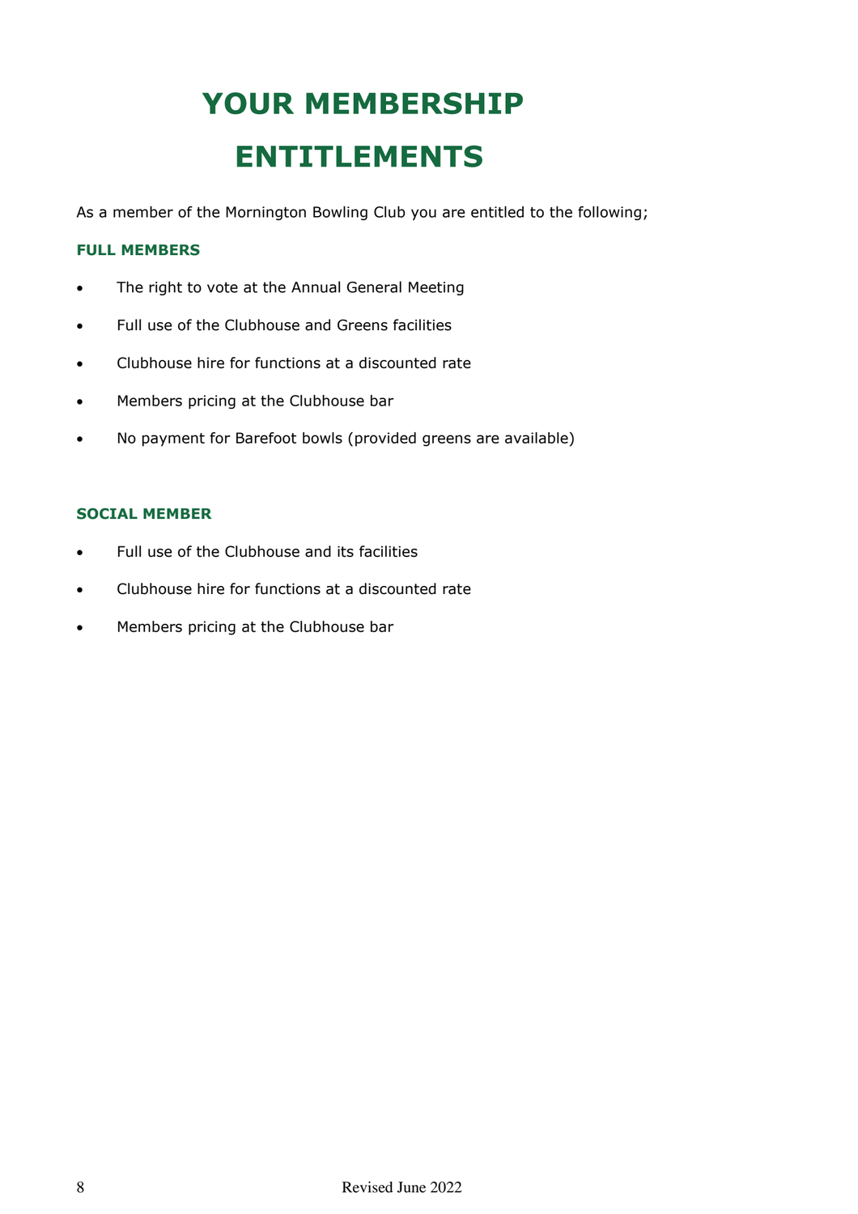# YOUR MEMBERSHIP ENTITLEMENTS

As a member of the Mornington Bowling Club you are entitled to the following;

### FULL MEMBERS

- The right to vote at the Annual General Meeting
- Full use of the Clubhouse and Greens facilities
- Clubhouse hire for functions at a discounted rate
- Members pricing at the Clubhouse bar
- No payment for Barefoot bowls (provided greens are available)

### SOCIAL MEMBER

- Full use of the Clubhouse and its facilities
- Clubhouse hire for functions at a discounted rate
- Members pricing at the Clubhouse bar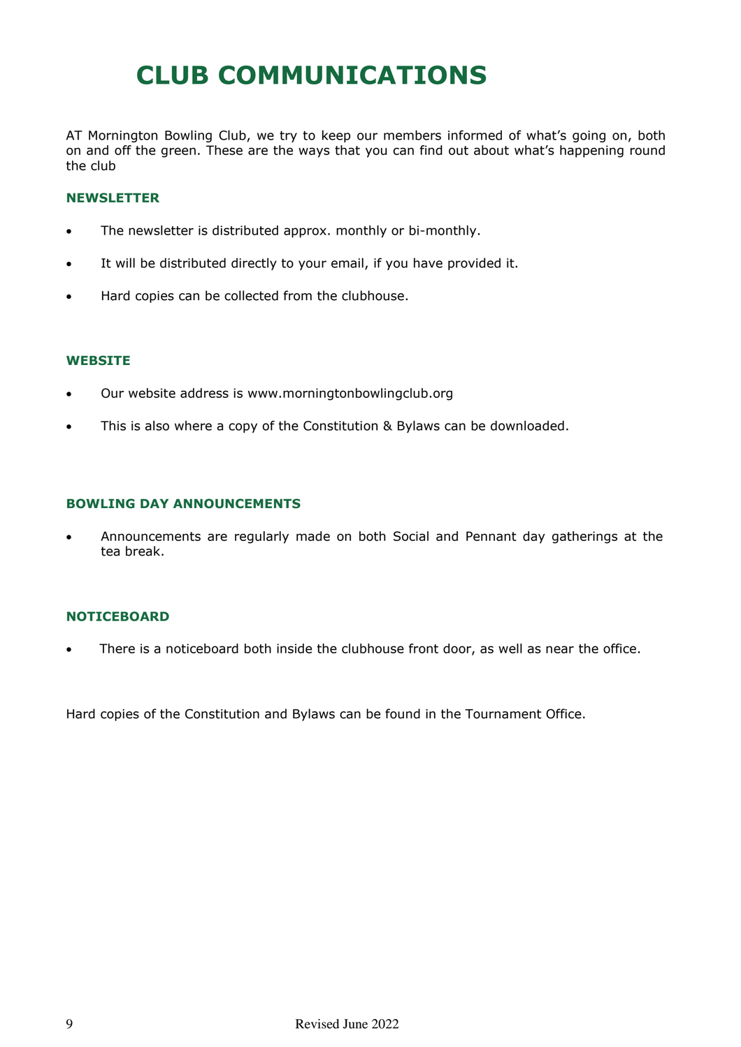# CLUB COMMUNICATIONS

AT Mornington Bowling Club, we try to keep our members informed of what's going on, both on and off the green. These are the ways that you can find out about what's happening round the club

### NEWSLETTER

- The newsletter is distributed approx. monthly or bi-monthly.
- It will be distributed directly to your email, if you have provided it.
- Hard copies can be collected from the clubhouse.

### WEBSITE

- Our website address is www.morningtonbowlingclub.org
- This is also where a copy of the Constitution & Bylaws can be downloaded.

### BOWLING DAY ANNOUNCEMENTS

- Announcements are regularly made on both Social and Pennant day gatherings at the tea break.

### NOTICEBOARD

- There is a noticeboard both inside the clubhouse front door, as well as near the office.

Hard copies of the Constitution and Bylaws can be found in the Tournament Office.

Revised June 2022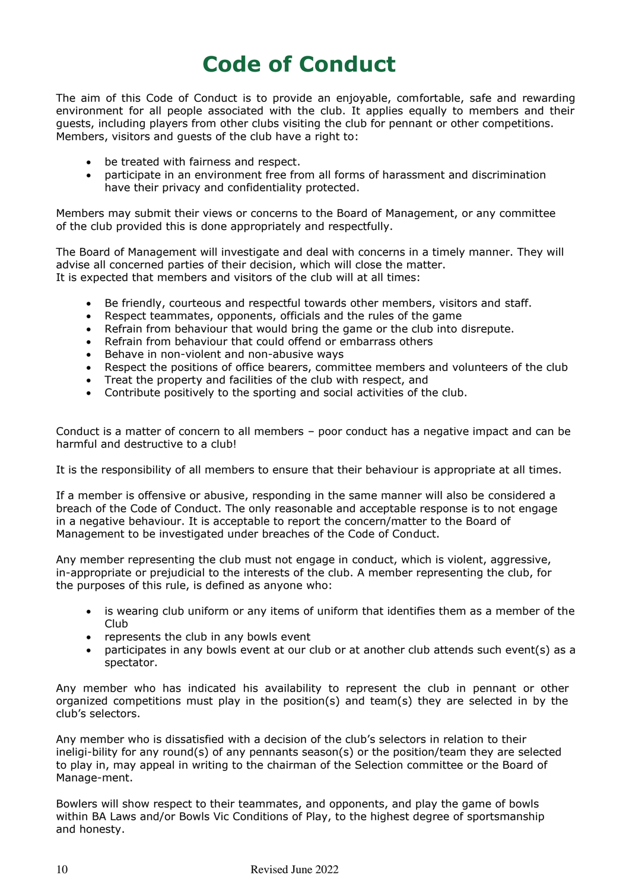# Code of Conduct

The aim of this Code of Conduct is to provide an enjoyable, comfortable, safe and rewarding environment for all people associated with the club. It applies equally to members and their guests, including players from other clubs visiting the club for pennant or other competitions. Members, visitors and guests of the club have a right to:

- be treated with fairness and respect.
- participate in an environment free from all forms of harassment and discrimination have their privacy and confidentiality protected.

Members may submit their views or concerns to the Board of Management, or any committee of the club provided this is done appropriately and respectfully.

The Board of Management will investigate and deal with concerns in a timely manner. They will advise all concerned parties of their decision, which will close the matter.
It is expected that members and visitors of the club will at all times:

- Be friendly, courteous and respectful towards other members, visitors and staff.
- Respect teammates, opponents, officials and the rules of the game
- Refrain from behaviour that would bring the game or the club into disrepute.
- Refrain from behaviour that could offend or embarrass others
- Behave in non-violent and non-abusive ways
- Respect the positions of office bearers, committee members and volunteers of the club
- Treat the property and facilities of the club with respect, and
- Contribute positively to the sporting and social activities of the club.

Conduct is a matter of concern to all members – poor conduct has a negative impact and can be harmful and destructive to a club!

It is the responsibility of all members to ensure that their behaviour is appropriate at all times.

If a member is offensive or abusive, responding in the same manner will also be considered a breach of the Code of Conduct. The only reasonable and acceptable response is to not engage in a negative behaviour. It is acceptable to report the concern/matter to the Board of Management to be investigated under breaches of the Code of Conduct.

Any member representing the club must not engage in conduct, which is violent, aggressive, in-appropriate or prejudicial to the interests of the club. A member representing the club, for the purposes of this rule, is defined as anyone who:

- is wearing club uniform or any items of uniform that identifies them as a member of the Club
- represents the club in any bowls event
- participates in any bowls event at our club or at another club attends such event(s) as a spectator.

Any member who has indicated his availability to represent the club in pennant or other organized competitions must play in the position(s) and team(s) they are selected in by the club's selectors.

Any member who is dissatisfied with a decision of the club's selectors in relation to their ineligi-bility for any round(s) of any pennants season(s) or the position/team they are selected to play in, may appeal in writing to the chairman of the Selection committee or the Board of Manage-ment.

Bowlers will show respect to their teammates, and opponents, and play the game of bowls within BA Laws and/or Bowls Vic Conditions of Play, to the highest degree of sportsmanship and honesty.

Revised June 2022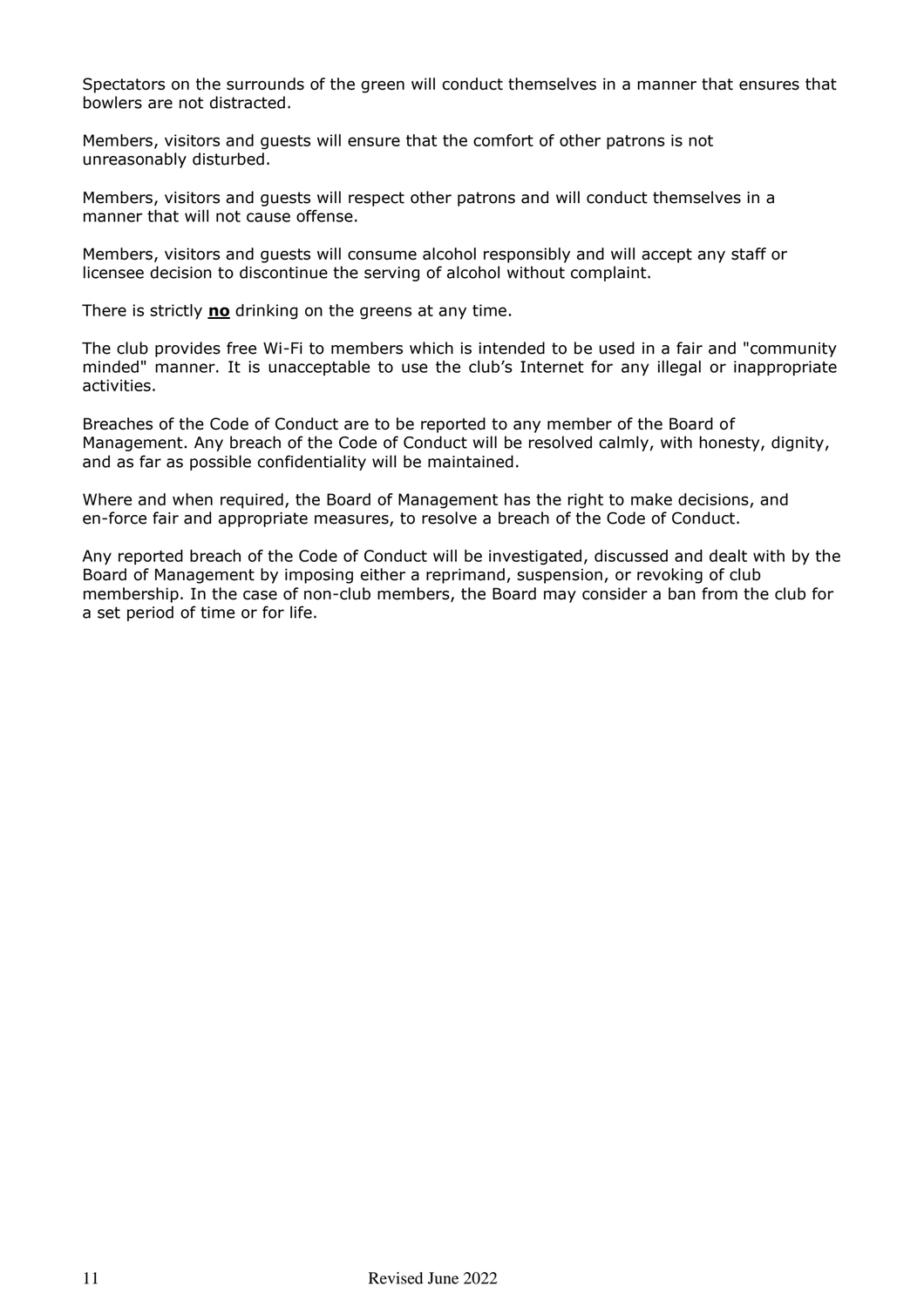Spectators on the surrounds of the green will conduct themselves in a manner that ensures that bowlers are not distracted.

Members, visitors and guests will ensure that the comfort of other patrons is not unreasonably disturbed.

Members, visitors and guests will respect other patrons and will conduct themselves in a manner that will not cause offense.

Members, visitors and guests will consume alcohol responsibly and will accept any staff or licensee decision to discontinue the serving of alcohol without complaint.

There is strictly <u>**no**</u> drinking on the greens at any time.

The club provides free Wi-Fi to members which is intended to be used in a fair and "community minded" manner. It is unacceptable to use the club's Internet for any illegal or inappropriate activities.

Breaches of the Code of Conduct are to be reported to any member of the Board of Management. Any breach of the Code of Conduct will be resolved calmly, with honesty, dignity, and as far as possible confidentiality will be maintained.

Where and when required, the Board of Management has the right to make decisions, and en-force fair and appropriate measures, to resolve a breach of the Code of Conduct.

Any reported breach of the Code of Conduct will be investigated, discussed and dealt with by the Board of Management by imposing either a reprimand, suspension, or revoking of club membership. In the case of non-club members, the Board may consider a ban from the club for a set period of time or for life.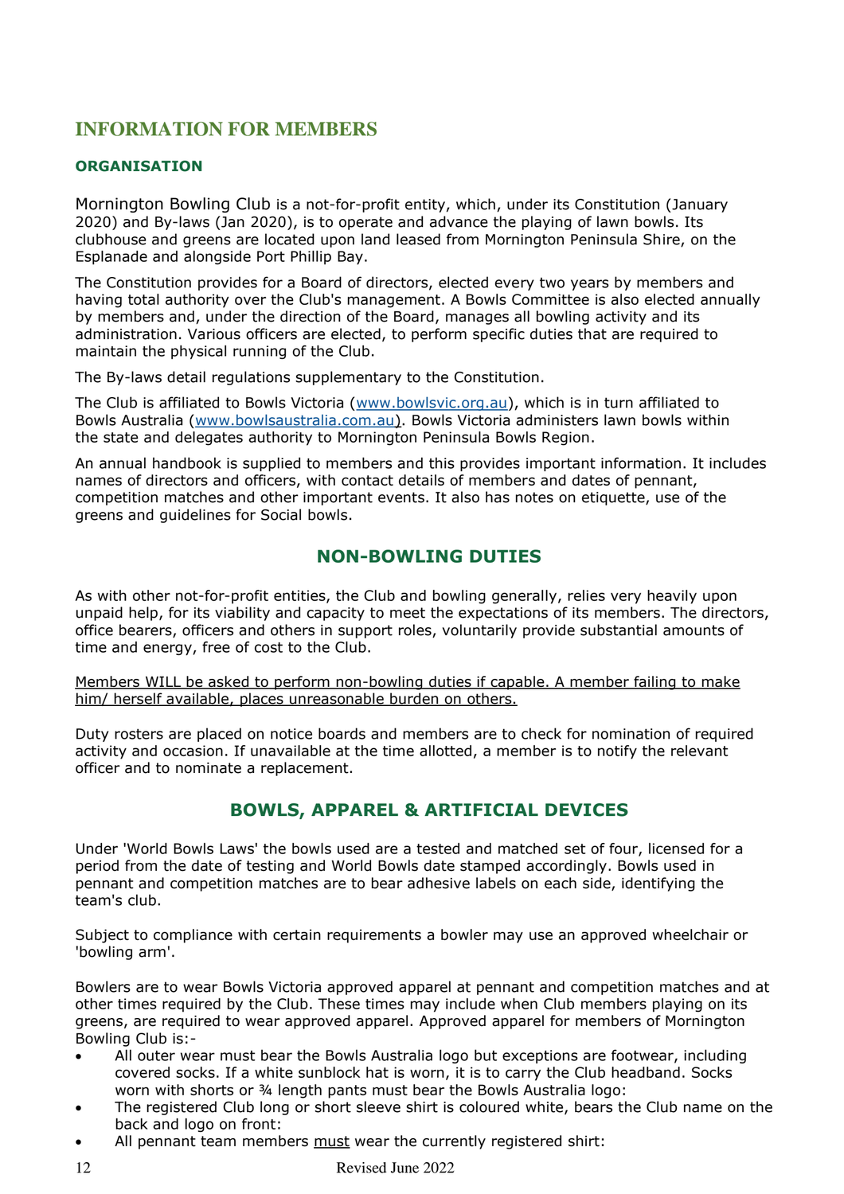# INFORMATION FOR MEMBERS

### ORGANISATION

Mornington Bowling Club is a not-for-profit entity, which, under its Constitution (January 2020) and By-laws (Jan 2020), is to operate and advance the playing of lawn bowls. Its clubhouse and greens are located upon land leased from Mornington Peninsula Shire, on the Esplanade and alongside Port Phillip Bay.

The Constitution provides for a Board of directors, elected every two years by members and having total authority over the Club's management. A Bowls Committee is also elected annually by members and, under the direction of the Board, manages all bowling activity and its administration. Various officers are elected, to perform specific duties that are required to maintain the physical running of the Club.

The By-laws detail regulations supplementary to the Constitution.

The Club is affiliated to Bowls Victoria (www.bowlsvic.org.au), which is in turn affiliated to Bowls Australia (www.bowlsaustralia.com.au). Bowls Victoria administers lawn bowls within the state and delegates authority to Mornington Peninsula Bowls Region.

An annual handbook is supplied to members and this provides important information. It includes names of directors and officers, with contact details of members and dates of pennant, competition matches and other important events. It also has notes on etiquette, use of the greens and guidelines for Social bowls.

## NON-BOWLING DUTIES

As with other not-for-profit entities, the Club and bowling generally, relies very heavily upon unpaid help, for its viability and capacity to meet the expectations of its members. The directors, office bearers, officers and others in support roles, voluntarily provide substantial amounts of time and energy, free of cost to the Club.

<u>Members WILL be asked to perform non-bowling duties if capable. A member failing to make him/ herself available, places unreasonable burden on others.</u>

Duty rosters are placed on notice boards and members are to check for nomination of required activity and occasion. If unavailable at the time allotted, a member is to notify the relevant officer and to nominate a replacement.

## BOWLS, APPAREL & ARTIFICIAL DEVICES

Under 'World Bowls Laws' the bowls used are a tested and matched set of four, licensed for a period from the date of testing and World Bowls date stamped accordingly. Bowls used in pennant and competition matches are to bear adhesive labels on each side, identifying the team's club.

Subject to compliance with certain requirements a bowler may use an approved wheelchair or 'bowling arm'.

Bowlers are to wear Bowls Victoria approved apparel at pennant and competition matches and at other times required by the Club. These times may include when Club members playing on its greens, are required to wear approved apparel. Approved apparel for members of Mornington Bowling Club is:-

- All outer wear must bear the Bowls Australia logo but exceptions are footwear, including covered socks. If a white sunblock hat is worn, it is to carry the Club headband. Socks worn with shorts or ¾ length pants must bear the Bowls Australia logo:
- The registered Club long or short sleeve shirt is coloured white, bears the Club name on the back and logo on front:
- All pennant team members <u>must</u> wear the currently registered shirt: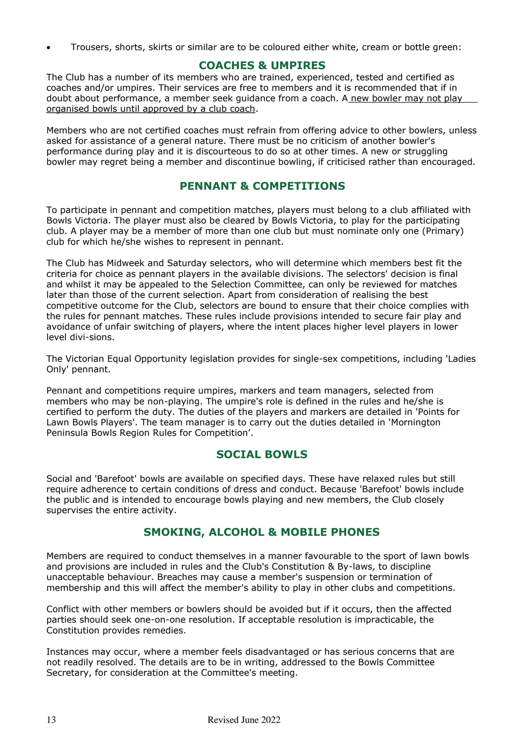- Trousers, shorts, skirts or similar are to be coloured either white, cream or bottle green:

## COACHES & UMPIRES

The Club has a number of its members who are trained, experienced, tested and certified as coaches and/or umpires. Their services are free to members and it is recommended that if in doubt about performance, a member seek guidance from a coach. A new bowler may not play organised bowls until approved by a club coach.

Members who are not certified coaches must refrain from offering advice to other bowlers, unless asked for assistance of a general nature. There must be no criticism of another bowler's performance during play and it is discourteous to do so at other times. A new or struggling bowler may regret being a member and discontinue bowling, if criticised rather than encouraged.

## PENNANT & COMPETITIONS

To participate in pennant and competition matches, players must belong to a club affiliated with Bowls Victoria. The player must also be cleared by Bowls Victoria, to play for the participating club. A player may be a member of more than one club but must nominate only one (Primary) club for which he/she wishes to represent in pennant.

The Club has Midweek and Saturday selectors, who will determine which members best fit the criteria for choice as pennant players in the available divisions. The selectors' decision is final and whilst it may be appealed to the Selection Committee, can only be reviewed for matches later than those of the current selection. Apart from consideration of realising the best competitive outcome for the Club, selectors are bound to ensure that their choice complies with the rules for pennant matches. These rules include provisions intended to secure fair play and avoidance of unfair switching of players, where the intent places higher level players in lower level divi-sions.

The Victorian Equal Opportunity legislation provides for single-sex competitions, including 'Ladies Only' pennant.

Pennant and competitions require umpires, markers and team managers, selected from members who may be non-playing. The umpire's role is defined in the rules and he/she is certified to perform the duty. The duties of the players and markers are detailed in 'Points for Lawn Bowls Players'. The team manager is to carry out the duties detailed in 'Mornington Peninsula Bowls Region Rules for Competition'.

## SOCIAL BOWLS

Social and 'Barefoot' bowls are available on specified days. These have relaxed rules but still require adherence to certain conditions of dress and conduct. Because 'Barefoot' bowls include the public and is intended to encourage bowls playing and new members, the Club closely supervises the entire activity.

## SMOKING, ALCOHOL & MOBILE PHONES

Members are required to conduct themselves in a manner favourable to the sport of lawn bowls and provisions are included in rules and the Club's Constitution & By-laws, to discipline unacceptable behaviour. Breaches may cause a member's suspension or termination of membership and this will affect the member's ability to play in other clubs and competitions.

Conflict with other members or bowlers should be avoided but if it occurs, then the affected parties should seek one-on-one resolution. If acceptable resolution is impracticable, the Constitution provides remedies.

Instances may occur, where a member feels disadvantaged or has serious concerns that are not readily resolved. The details are to be in writing, addressed to the Bowls Committee Secretary, for consideration at the Committee's meeting.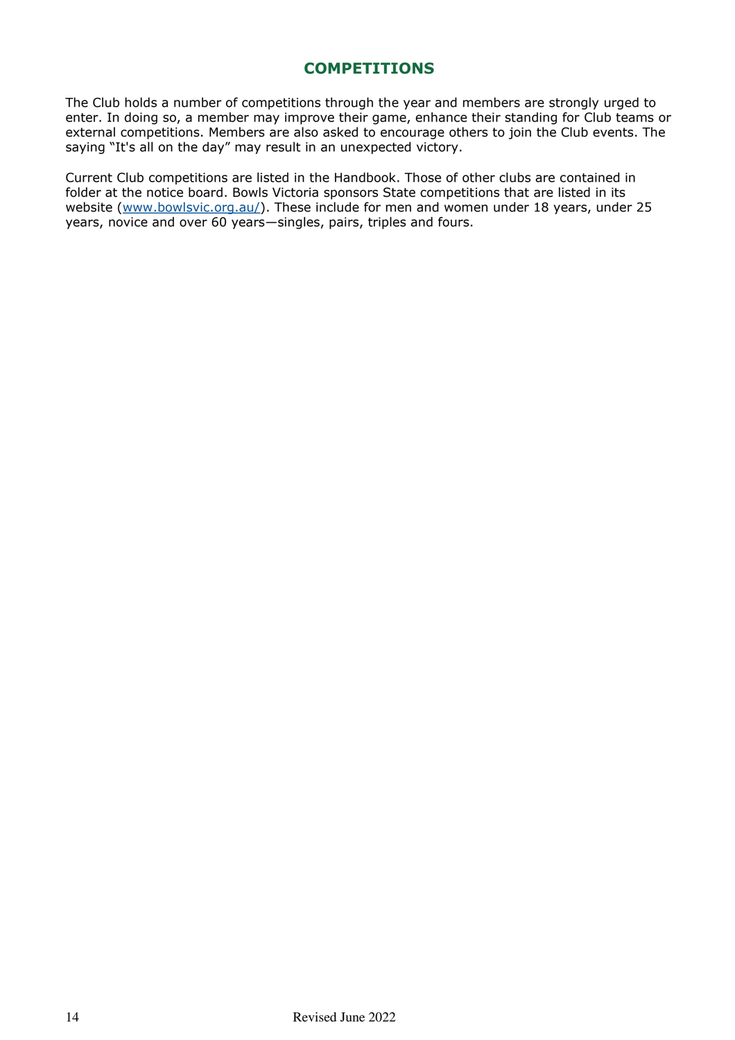## COMPETITIONS

The Club holds a number of competitions through the year and members are strongly urged to enter. In doing so, a member may improve their game, enhance their standing for Club teams or external competitions. Members are also asked to encourage others to join the Club events. The saying "It's all on the day" may result in an unexpected victory.

Current Club competitions are listed in the Handbook. Those of other clubs are contained in folder at the notice board. Bowls Victoria sponsors State competitions that are listed in its website ([www.bowlsvic.org.au/](www.bowlsvic.org.au/)). These include for men and women under 18 years, under 25 years, novice and over 60 years—singles, pairs, triples and fours.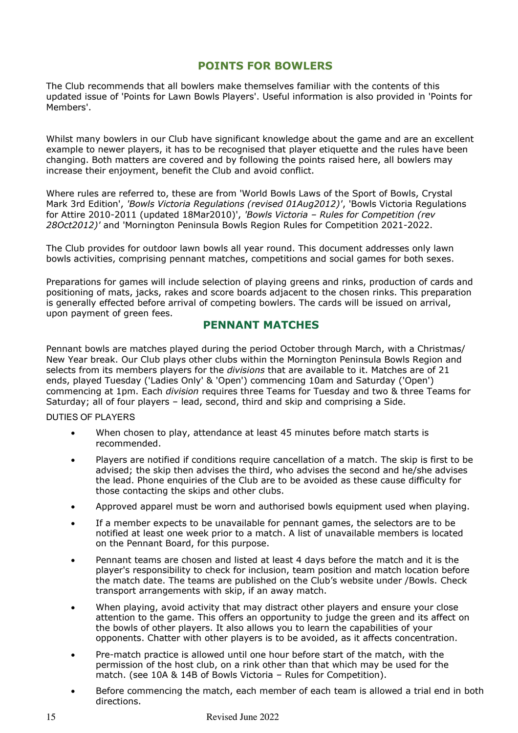## POINTS FOR BOWLERS

The Club recommends that all bowlers make themselves familiar with the contents of this updated issue of 'Points for Lawn Bowls Players'. Useful information is also provided in 'Points for Members'.

Whilst many bowlers in our Club have significant knowledge about the game and are an excellent example to newer players, it has to be recognised that player etiquette and the rules have been changing. Both matters are covered and by following the points raised here, all bowlers may increase their enjoyment, benefit the Club and avoid conflict.

Where rules are referred to, these are from 'World Bowls Laws of the Sport of Bowls, Crystal Mark 3rd Edition', *'Bowls Victoria Regulations (revised 01Aug2012)'*, 'Bowls Victoria Regulations for Attire 2010-2011 (updated 18Mar2010)', *'Bowls Victoria – Rules for Competition (rev 28Oct2012)'* and 'Mornington Peninsula Bowls Region Rules for Competition 2021-2022.

The Club provides for outdoor lawn bowls all year round. This document addresses only lawn bowls activities, comprising pennant matches, competitions and social games for both sexes.

Preparations for games will include selection of playing greens and rinks, production of cards and positioning of mats, jacks, rakes and score boards adjacent to the chosen rinks. This preparation is generally effected before arrival of competing bowlers. The cards will be issued on arrival, upon payment of green fees.

## PENNANT MATCHES

Pennant bowls are matches played during the period October through March, with a Christmas/ New Year break. Our Club plays other clubs within the Mornington Peninsula Bowls Region and selects from its members players for the *divisions* that are available to it. Matches are of 21 ends, played Tuesday ('Ladies Only' & 'Open') commencing 10am and Saturday ('Open') commencing at 1pm. Each *division* requires three Teams for Tuesday and two & three Teams for Saturday; all of four players – lead, second, third and skip and comprising a Side.

DUTIES OF PLAYERS

- When chosen to play, attendance at least 45 minutes before match starts is recommended.
- Players are notified if conditions require cancellation of a match. The skip is first to be advised; the skip then advises the third, who advises the second and he/she advises the lead. Phone enquiries of the Club are to be avoided as these cause difficulty for those contacting the skips and other clubs.
- Approved apparel must be worn and authorised bowls equipment used when playing.
- If a member expects to be unavailable for pennant games, the selectors are to be notified at least one week prior to a match. A list of unavailable members is located on the Pennant Board, for this purpose.
- Pennant teams are chosen and listed at least 4 days before the match and it is the player's responsibility to check for inclusion, team position and match location before the match date. The teams are published on the Club's website under /Bowls. Check transport arrangements with skip, if an away match.
- When playing, avoid activity that may distract other players and ensure your close attention to the game. This offers an opportunity to judge the green and its affect on the bowls of other players. It also allows you to learn the capabilities of your opponents. Chatter with other players is to be avoided, as it affects concentration.
- Pre-match practice is allowed until one hour before start of the match, with the permission of the host club, on a rink other than that which may be used for the match. (see 10A & 14B of Bowls Victoria – Rules for Competition).
- Before commencing the match, each member of each team is allowed a trial end in both directions.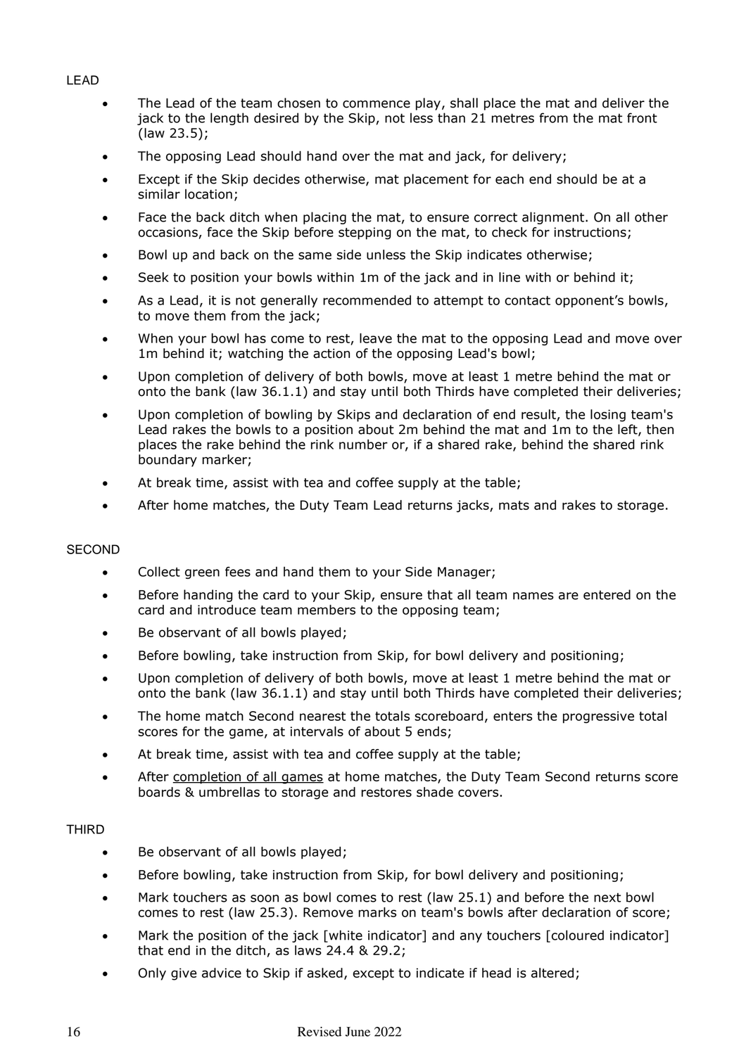## LEAD

- The Lead of the team chosen to commence play, shall place the mat and deliver the jack to the length desired by the Skip, not less than 21 metres from the mat front (law 23.5);
- The opposing Lead should hand over the mat and jack, for delivery;
- Except if the Skip decides otherwise, mat placement for each end should be at a similar location;
- Face the back ditch when placing the mat, to ensure correct alignment. On all other occasions, face the Skip before stepping on the mat, to check for instructions;
- Bowl up and back on the same side unless the Skip indicates otherwise;
- Seek to position your bowls within 1m of the jack and in line with or behind it;
- As a Lead, it is not generally recommended to attempt to contact opponent's bowls, to move them from the jack;
- When your bowl has come to rest, leave the mat to the opposing Lead and move over 1m behind it; watching the action of the opposing Lead's bowl;
- Upon completion of delivery of both bowls, move at least 1 metre behind the mat or onto the bank (law 36.1.1) and stay until both Thirds have completed their deliveries;
- Upon completion of bowling by Skips and declaration of end result, the losing team's Lead rakes the bowls to a position about 2m behind the mat and 1m to the left, then places the rake behind the rink number or, if a shared rake, behind the shared rink boundary marker;
- At break time, assist with tea and coffee supply at the table;
- After home matches, the Duty Team Lead returns jacks, mats and rakes to storage.

## SECOND

- Collect green fees and hand them to your Side Manager;
- Before handing the card to your Skip, ensure that all team names are entered on the card and introduce team members to the opposing team;
- Be observant of all bowls played;
- Before bowling, take instruction from Skip, for bowl delivery and positioning;
- Upon completion of delivery of both bowls, move at least 1 metre behind the mat or onto the bank (law 36.1.1) and stay until both Thirds have completed their deliveries;
- The home match Second nearest the totals scoreboard, enters the progressive total scores for the game, at intervals of about 5 ends;
- At break time, assist with tea and coffee supply at the table;
- After <u>completion of all games</u> at home matches, the Duty Team Second returns score boards & umbrellas to storage and restores shade covers.

## THIRD

- Be observant of all bowls played;
- Before bowling, take instruction from Skip, for bowl delivery and positioning;
- Mark touchers as soon as bowl comes to rest (law 25.1) and before the next bowl comes to rest (law 25.3). Remove marks on team's bowls after declaration of score;
- Mark the position of the jack [white indicator] and any touchers [coloured indicator] that end in the ditch, as laws 24.4 & 29.2;
- Only give advice to Skip if asked, except to indicate if head is altered;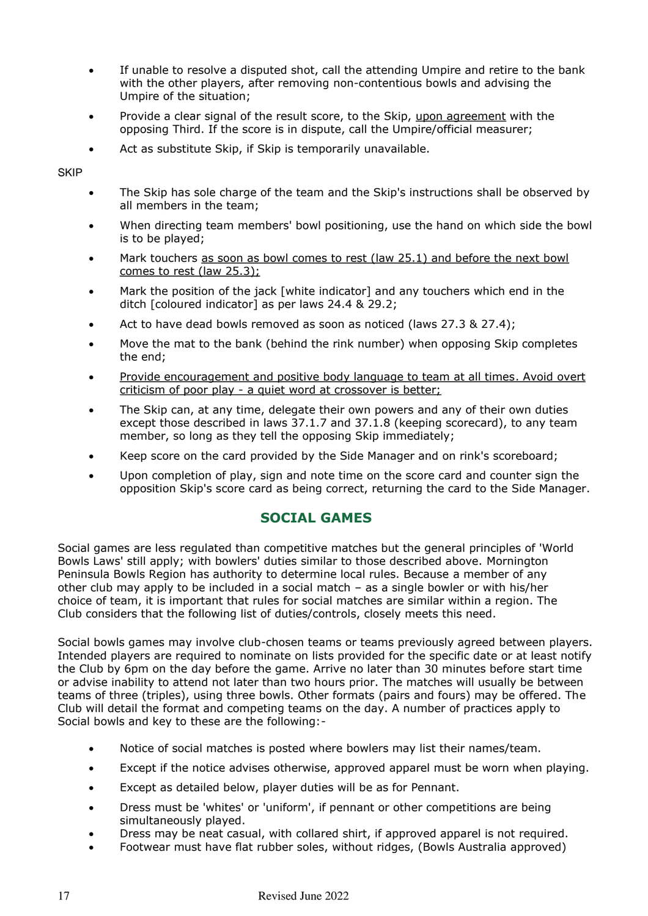- If unable to resolve a disputed shot, call the attending Umpire and retire to the bank with the other players, after removing non-contentious bowls and advising the Umpire of the situation;
- Provide a clear signal of the result score, to the Skip, upon agreement with the opposing Third. If the score is in dispute, call the Umpire/official measurer;
- Act as substitute Skip, if Skip is temporarily unavailable.

SKIP

- The Skip has sole charge of the team and the Skip's instructions shall be observed by all members in the team;
- When directing team members' bowl positioning, use the hand on which side the bowl is to be played;
- Mark touchers as soon as bowl comes to rest (law 25.1) and before the next bowl comes to rest (law 25.3);
- Mark the position of the jack [white indicator] and any touchers which end in the ditch [coloured indicator] as per laws 24.4 & 29.2;
- Act to have dead bowls removed as soon as noticed (laws 27.3 & 27.4);
- Move the mat to the bank (behind the rink number) when opposing Skip completes the end;
- Provide encouragement and positive body language to team at all times. Avoid overt criticism of poor play - a quiet word at crossover is better;
- The Skip can, at any time, delegate their own powers and any of their own duties except those described in laws 37.1.7 and 37.1.8 (keeping scorecard), to any team member, so long as they tell the opposing Skip immediately;
- Keep score on the card provided by the Side Manager and on rink's scoreboard;
- Upon completion of play, sign and note time on the score card and counter sign the opposition Skip's score card as being correct, returning the card to the Side Manager.

## SOCIAL GAMES

Social games are less regulated than competitive matches but the general principles of 'World Bowls Laws' still apply; with bowlers' duties similar to those described above. Mornington Peninsula Bowls Region has authority to determine local rules. Because a member of any other club may apply to be included in a social match – as a single bowler or with his/her choice of team, it is important that rules for social matches are similar within a region. The Club considers that the following list of duties/controls, closely meets this need.

Social bowls games may involve club-chosen teams or teams previously agreed between players. Intended players are required to nominate on lists provided for the specific date or at least notify the Club by 6pm on the day before the game. Arrive no later than 30 minutes before start time or advise inability to attend not later than two hours prior. The matches will usually be between teams of three (triples), using three bowls. Other formats (pairs and fours) may be offered. The Club will detail the format and competing teams on the day. A number of practices apply to Social bowls and key to these are the following:-

- Notice of social matches is posted where bowlers may list their names/team.
- Except if the notice advises otherwise, approved apparel must be worn when playing.
- Except as detailed below, player duties will be as for Pennant.
- Dress must be 'whites' or 'uniform', if pennant or other competitions are being simultaneously played.
- Dress may be neat casual, with collared shirt, if approved apparel is not required.
- Footwear must have flat rubber soles, without ridges, (Bowls Australia approved)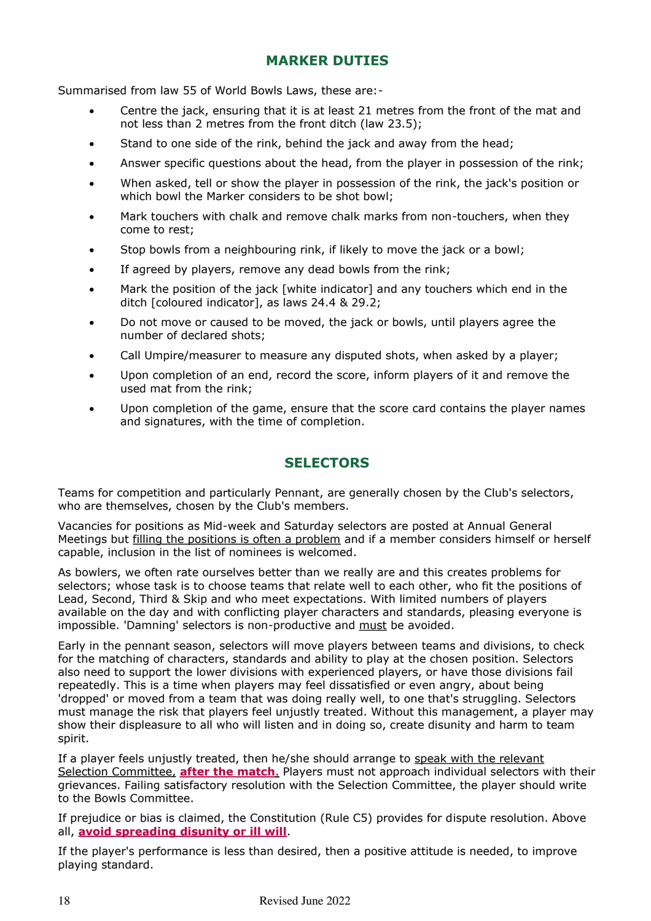## MARKER DUTIES

Summarised from law 55 of World Bowls Laws, these are:-

- Centre the jack, ensuring that it is at least 21 metres from the front of the mat and not less than 2 metres from the front ditch (law 23.5);
- Stand to one side of the rink, behind the jack and away from the head;
- Answer specific questions about the head, from the player in possession of the rink;
- When asked, tell or show the player in possession of the rink, the jack's position or which bowl the Marker considers to be shot bowl;
- Mark touchers with chalk and remove chalk marks from non-touchers, when they come to rest;
- Stop bowls from a neighbouring rink, if likely to move the jack or a bowl;
- If agreed by players, remove any dead bowls from the rink;
- Mark the position of the jack [white indicator] and any touchers which end in the ditch [coloured indicator], as laws 24.4 & 29.2;
- Do not move or caused to be moved, the jack or bowls, until players agree the number of declared shots;
- Call Umpire/measurer to measure any disputed shots, when asked by a player;
- Upon completion of an end, record the score, inform players of it and remove the used mat from the rink;
- Upon completion of the game, ensure that the score card contains the player names and signatures, with the time of completion.

## SELECTORS

Teams for competition and particularly Pennant, are generally chosen by the Club's selectors, who are themselves, chosen by the Club's members.

Vacancies for positions as Mid-week and Saturday selectors are posted at Annual General Meetings but filling the positions is often a problem and if a member considers himself or herself capable, inclusion in the list of nominees is welcomed.

As bowlers, we often rate ourselves better than we really are and this creates problems for selectors; whose task is to choose teams that relate well to each other, who fit the positions of Lead, Second, Third & Skip and who meet expectations. With limited numbers of players available on the day and with conflicting player characters and standards, pleasing everyone is impossible. 'Damning' selectors is non-productive and must be avoided.

Early in the pennant season, selectors will move players between teams and divisions, to check for the matching of characters, standards and ability to play at the chosen position. Selectors also need to support the lower divisions with experienced players, or have those divisions fail repeatedly. This is a time when players may feel dissatisfied or even angry, about being 'dropped' or moved from a team that was doing really well, to one that's struggling. Selectors must manage the risk that players feel unjustly treated. Without this management, a player may show their displeasure to all who will listen and in doing so, create disunity and harm to team spirit.

If a player feels unjustly treated, then he/she should arrange to speak with the relevant Selection Committee, **after the match.** Players must not approach individual selectors with their grievances. Failing satisfactory resolution with the Selection Committee, the player should write to the Bowls Committee.

If prejudice or bias is claimed, the Constitution (Rule C5) provides for dispute resolution. Above all, **avoid spreading disunity or ill will**.

If the player's performance is less than desired, then a positive attitude is needed, to improve playing standard.

Revised June 2022